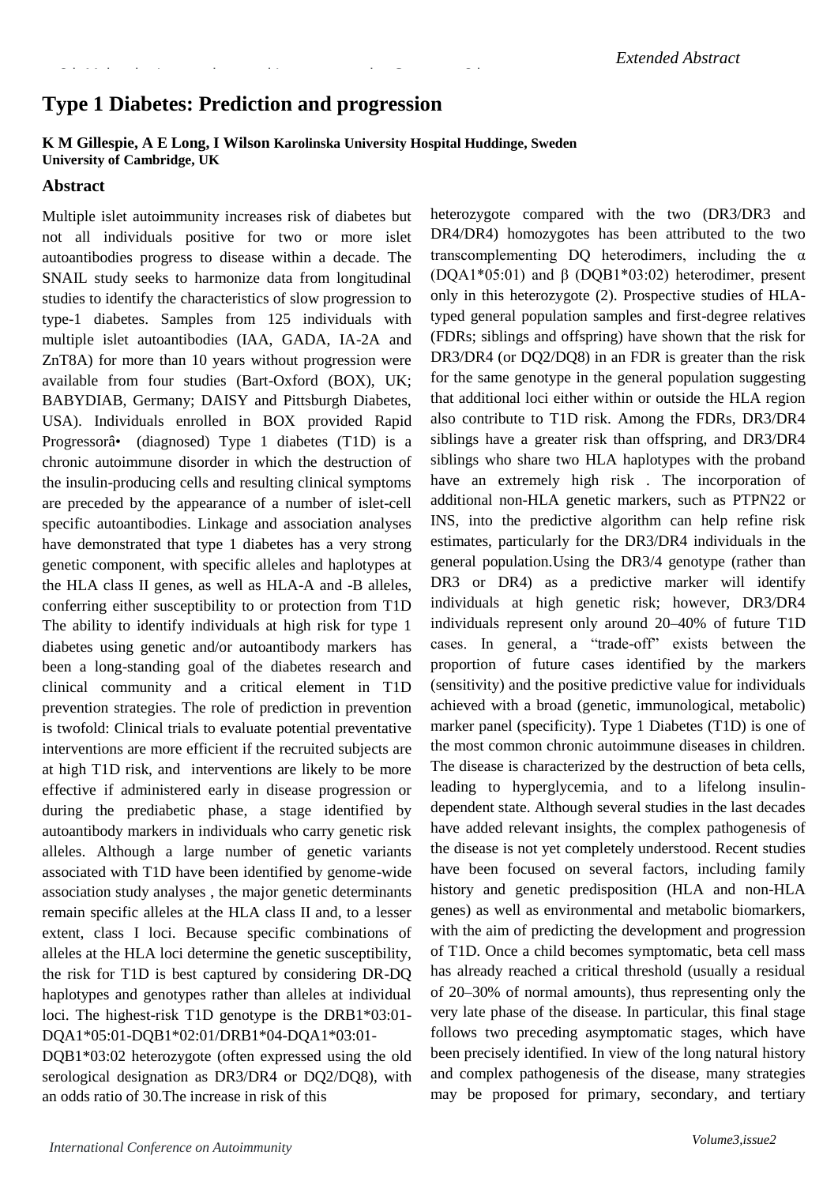# Type 1 Diabetes: Prediction and progression

**K M Gillespie, A E Long, I Wilson Karolinska University Hospital Huddinge, Sweden University of Cambridge, UK**

## Abstract

Multiple islet autoimmunity increases risk of diabetes but not all individuals positive for two or more islet autoantibodies progress to disease within a decade. The SNAIL study seeks to harmonize data from longitudinal studies to identify the characteristics of slow progression to type-1 diabetes. Samples from 125 individuals with multiple islet autoantibodies (IAA, GADA, IA-2A and ZnT8A) for more than 10 years without progression were available from four studies (Bart-Oxford (BOX), UK; BABYDIAB, Germany; DAISY and Pittsburgh Diabetes, USA). Individuals enrolled in BOX provided Rapid Progressorâ• (diagnosed) Type 1 diabetes (T1D) is a chronic autoimmune disorder in which the destruction of the insulin-producing cells and resulting clinical symptoms are preceded by the appearance of a number of islet-cell specific autoantibodies. Linkage and association analyses have demonstrated that type 1 diabetes has a very strong genetic component, with specific alleles and haplotypes at the HLA class II genes, as well as HLA-A and -B alleles, conferring either susceptibility to or protection from T1D The ability to identify individuals at high risk for type 1 diabetes using genetic and/or autoantibody markers has been a long-standing goal of the diabetes research and clinical community and a critical element in T1D prevention strategies. The role of prediction in prevention is twofold: Clinical trials to evaluate potential preventative interventions are more efficient if the recruited subjects are at high T1D risk, and interventions are likely to be more effective if administered early in disease progression or during the prediabetic phase, a stage identified by autoantibody markers in individuals who carry genetic risk alleles. Although a large number of genetic variants associated with T1D have been identified by genome-wide association study analyses , the major genetic determinants remain specific alleles at the HLA class II and, to a lesser extent, class I loci. Because specific combinations of alleles at the HLA loci determine the genetic susceptibility, the risk for T1D is best captured by considering DR-DQ haplotypes and genotypes rather than alleles at individual loci. The highest-risk T1D genotype is the DRB1*03:01-DQA1*05:01-DQB1*02:01/DRB1*04-DQA1*03:01-DQB1*03:02 heterozygote (often expressed using the old serological designation as DR3/DR4 or DQ2/DQ8), with an odds ratio of 30.The increase in risk of this heterozygote compared with the two (DR3/DR3 and DR4/DR4) homozygotes has been attributed to the two transcomplementing DQ heterodimers, including the α (DQA1*05:01) and β (DQB1*03:02) heterodimer, present only in this heterozygote (2). Prospective studies of HLA-typed general population samples and first-degree relatives (FDRs; siblings and offspring) have shown that the risk for DR3/DR4 (or DQ2/DQ8) in an FDR is greater than the risk for the same genotype in the general population suggesting that additional loci either within or outside the HLA region also contribute to T1D risk. Among the FDRs, DR3/DR4 siblings have a greater risk than offspring, and DR3/DR4 siblings who share two HLA haplotypes with the proband have an extremely high risk . The incorporation of additional non-HLA genetic markers, such as PTPN22 or INS, into the predictive algorithm can help refine risk estimates, particularly for the DR3/DR4 individuals in the general population.Using the DR3/4 genotype (rather than DR3 or DR4) as a predictive marker will identify individuals at high genetic risk; however, DR3/DR4 individuals represent only around 20–40% of future T1D cases. In general, a "trade-off" exists between the proportion of future cases identified by the markers (sensitivity) and the positive predictive value for individuals achieved with a broad (genetic, immunological, metabolic) marker panel (specificity). Type 1 Diabetes (T1D) is one of the most common chronic autoimmune diseases in children. The disease is characterized by the destruction of beta cells, leading to hyperglycemia, and to a lifelong insulin-dependent state. Although several studies in the last decades have added relevant insights, the complex pathogenesis of the disease is not yet completely understood. Recent studies have been focused on several factors, including family history and genetic predisposition (HLA and non-HLA genes) as well as environmental and metabolic biomarkers, with the aim of predicting the development and progression of T1D. Once a child becomes symptomatic, beta cell mass has already reached a critical threshold (usually a residual of 20–30% of normal amounts), thus representing only the very late phase of the disease. In particular, this final stage follows two preceding asymptomatic stages, which have been precisely identified. In view of the long natural history and complex pathogenesis of the disease, many strategies may be proposed for primary, secondary, and tertiary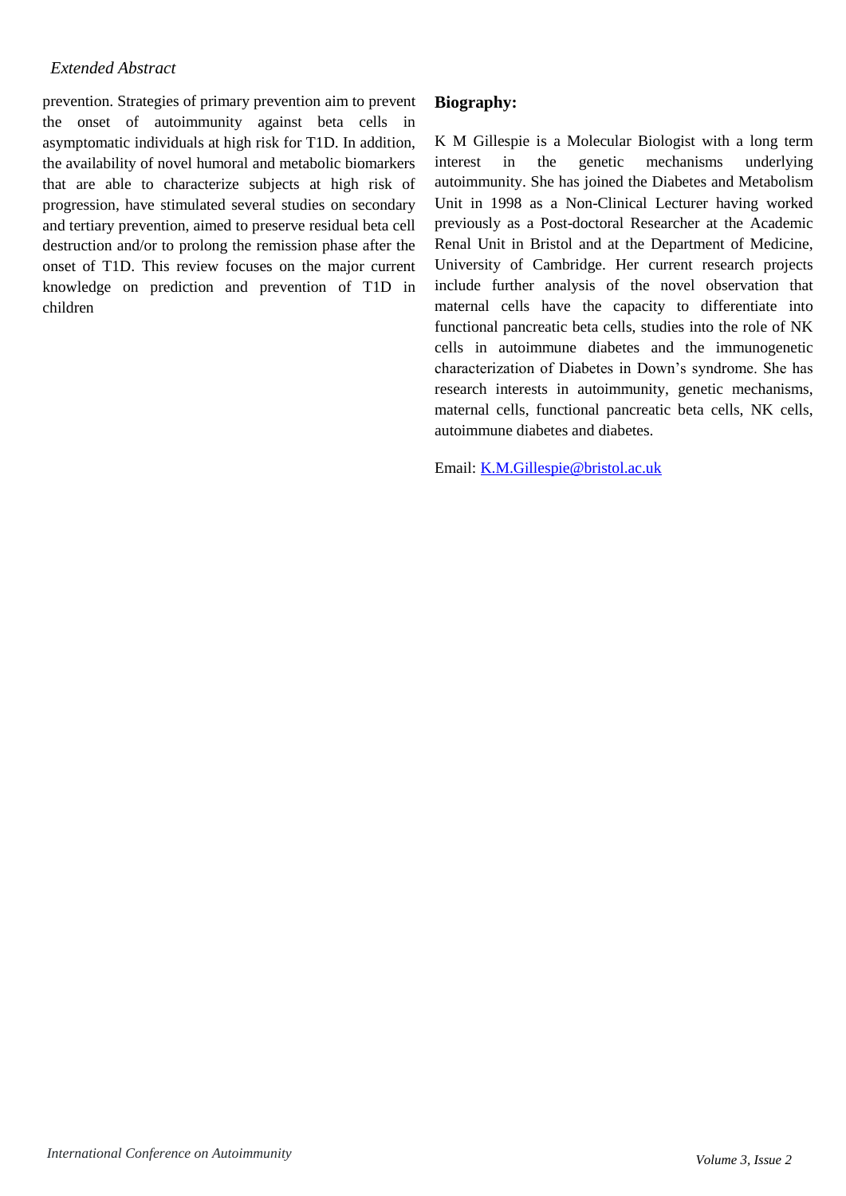prevention. Strategies of primary prevention aim to prevent the onset of autoimmunity against beta cells in asymptomatic individuals at high risk for T1D. In addition, the availability of novel humoral and metabolic biomarkers that are able to characterize subjects at high risk of progression, have stimulated several studies on secondary and tertiary prevention, aimed to preserve residual beta cell destruction and/or to prolong the remission phase after the onset of T1D. This review focuses on the major current knowledge on prediction and prevention of T1D in children

## Biography:

K M Gillespie is a Molecular Biologist with a long term interest in the genetic mechanisms underlying autoimmunity. She has joined the Diabetes and Metabolism Unit in 1998 as a Non-Clinical Lecturer having worked previously as a Post-doctoral Researcher at the Academic Renal Unit in Bristol and at the Department of Medicine, University of Cambridge. Her current research projects include further analysis of the novel observation that maternal cells have the capacity to differentiate into functional pancreatic beta cells, studies into the role of NK cells in autoimmune diabetes and the immunogenetic characterization of Diabetes in Down's syndrome. She has research interests in autoimmunity, genetic mechanisms, maternal cells, functional pancreatic beta cells, NK cells, autoimmune diabetes and diabetes.

Email: K.M.Gillespie@bristol.ac.uk